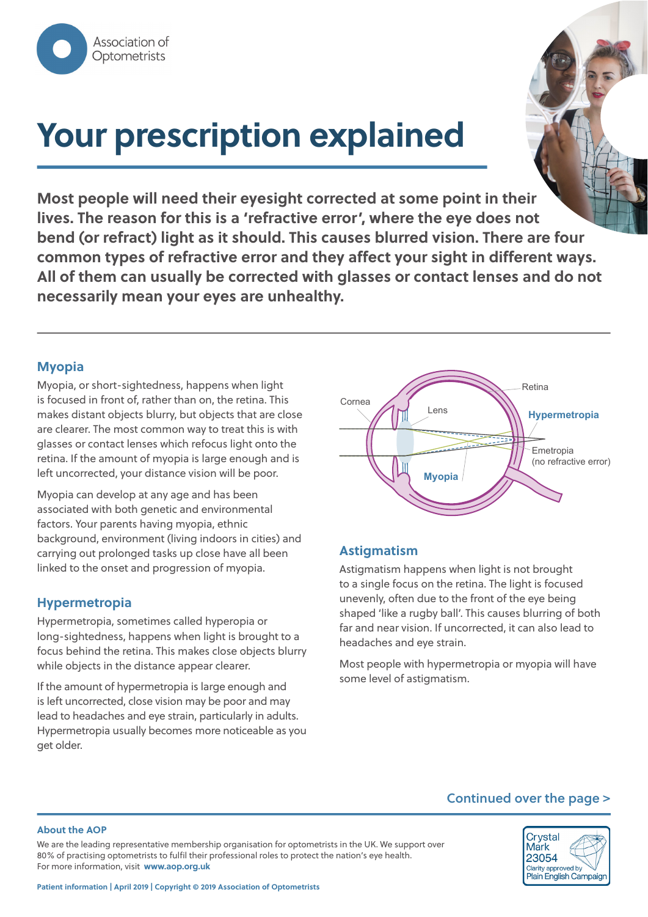Association of Optometrists

# Your prescription explained

**Most people will need their eyesight corrected at some point in their lives. The reason for this is a 'refractive error', where the eye does not bend (or refract) light as it should. This causes blurred vision. There are four common types of refractive error and they affect your sight in different ways. All of them can usually be corrected with glasses or contact lenses and do not necessarily mean your eyes are unhealthy.**

## Myopia

Myopia, or short-sightedness, happens when light is focused in front of, rather than on, the retina. This makes distant objects blurry, but objects that are close are clearer. The most common way to treat this is with glasses or contact lenses which refocus light onto the retina. If the amount of myopia is large enough and is left uncorrected, your distance vision will be poor.

Myopia can develop at any age and has been associated with both genetic and environmental factors. Your parents having myopia, ethnic background, environment (living indoors in cities) and carrying out prolonged tasks up close have all been linked to the onset and progression of myopia.

## Hypermetropia

Hypermetropia, sometimes called hyperopia or long-sightedness, happens when light is brought to a focus behind the retina. This makes close objects blurry while objects in the distance appear clearer.

If the amount of hypermetropia is large enough and is left uncorrected, close vision may be poor and may lead to headaches and eye strain, particularly in adults. Hypermetropia usually becomes more noticeable as you get older.

Cornea, Lens, Retina, Hypermetropia, Emetropia (no refractive error), Myopia

## Astigmatism

Astigmatism happens when light is not brought to a single focus on the retina. The light is focused unevenly, often due to the front of the eye being shaped 'like a rugby ball'. This causes blurring of both far and near vision. If uncorrected, it can also lead to headaches and eye strain.

Most people with hypermetropia or myopia will have some level of astigmatism.

Continued over the page >

**About the AOP**

We are the leading representative membership organisation for optometrists in the UK. We support over 80% of practising optometrists to fulfil their professional roles to protect the nation's eye health. For more information, visit **www.aop.org.uk**

Crystal Mark 23054 Clarity approved by Plain English Campaign

Patient information | April 2019 | Copyright © 2019 Association of Optometrists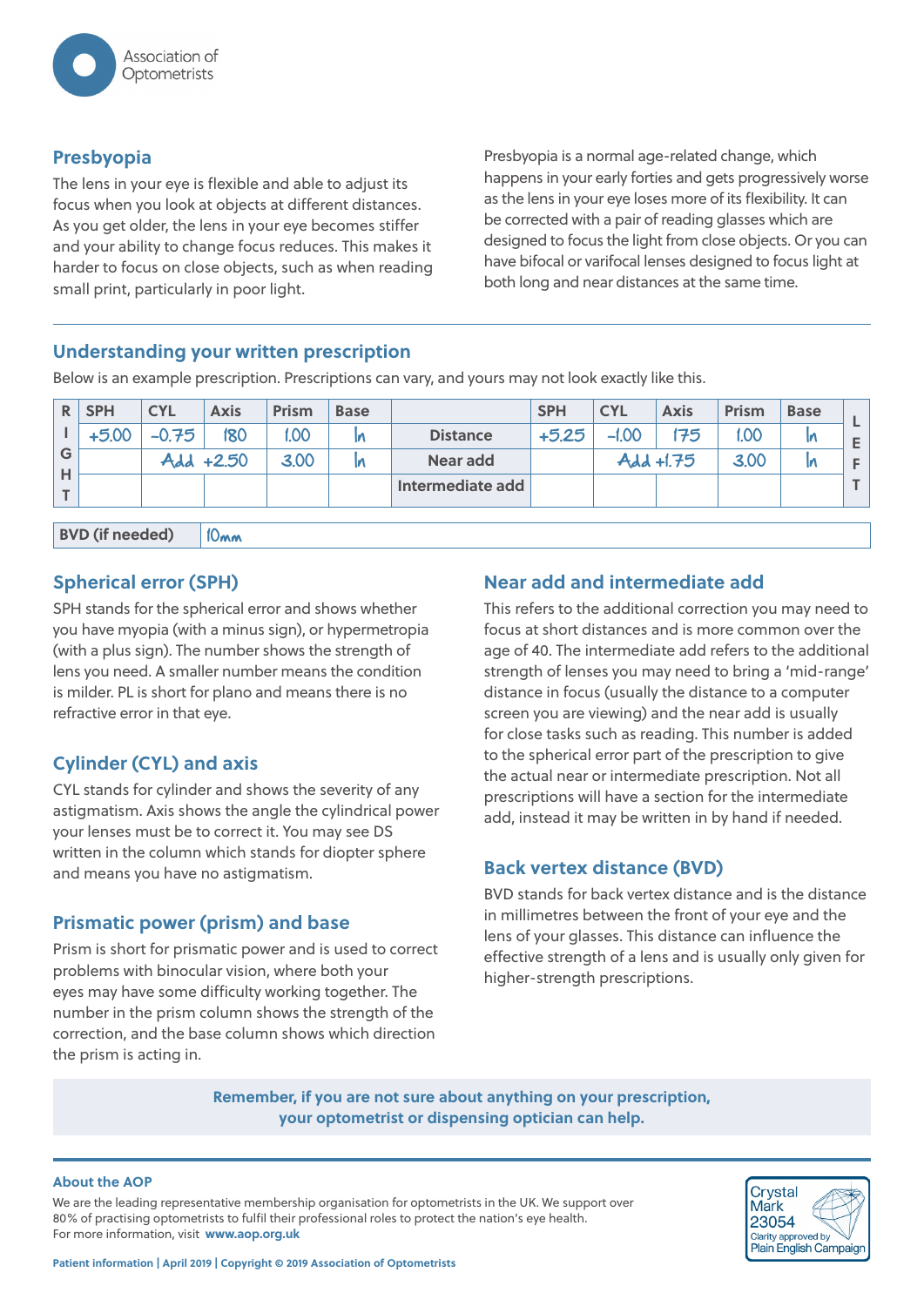Association of Optometrists

## Presbyopia

The lens in your eye is flexible and able to adjust its focus when you look at objects at different distances. As you get older, the lens in your eye becomes stiffer and your ability to change focus reduces. This makes it harder to focus on close objects, such as when reading small print, particularly in poor light.

Presbyopia is a normal age-related change, which happens in your early forties and gets progressively worse as the lens in your eye loses more of its flexibility. It can be corrected with a pair of reading glasses which are designed to focus the light from close objects. Or you can have bifocal or varifocal lenses designed to focus light at both long and near distances at the same time.

## Understanding your written prescription

Below is an example prescription. Prescriptions can vary, and yours may not look exactly like this.

| RIGHT | SPH | CYL | Axis | Prism | Base | | SPH | CYL | Axis | Prism | Base | LEFT |
|---|---|---|---|---|---|---|---|---|---|---|---|---|
| | +5.00 | -0.75 | 180 | 1.00 | In | **Distance** | +5.25 | -1.00 | 175 | 1.00 | In | |
| | | Add +2.50 | | 3.00 | In | **Near add** | | Add +1.75 | | 3.00 | In | |
| | | | | | | **Intermediate add** | | | | | | |

| **BVD (if needed)** | 10mm |
|---|---|

## Spherical error (SPH)

SPH stands for the spherical error and shows whether you have myopia (with a minus sign), or hypermetropia (with a plus sign). The number shows the strength of lens you need. A smaller number means the condition is milder. PL is short for plano and means there is no refractive error in that eye.

## Cylinder (CYL) and axis

CYL stands for cylinder and shows the severity of any astigmatism. Axis shows the angle the cylindrical power your lenses must be to correct it. You may see DS written in the column which stands for diopter sphere and means you have no astigmatism.

## Prismatic power (prism) and base

Prism is short for prismatic power and is used to correct problems with binocular vision, where both your eyes may have some difficulty working together. The number in the prism column shows the strength of the correction, and the base column shows which direction the prism is acting in.

## Near add and intermediate add

This refers to the additional correction you may need to focus at short distances and is more common over the age of 40. The intermediate add refers to the additional strength of lenses you may need to bring a 'mid-range' distance in focus (usually the distance to a computer screen you are viewing) and the near add is usually for close tasks such as reading. This number is added to the spherical error part of the prescription to give the actual near or intermediate prescription. Not all prescriptions will have a section for the intermediate add, instead it may be written in by hand if needed.

## Back vertex distance (BVD)

BVD stands for back vertex distance and is the distance in millimetres between the front of your eye and the lens of your glasses. This distance can influence the effective strength of a lens and is usually only given for higher-strength prescriptions.

**Remember, if you are not sure about anything on your prescription, your optometrist or dispensing optician can help.**

### About the AOP

We are the leading representative membership organisation for optometrists in the UK. We support over 80% of practising optometrists to fulfil their professional roles to protect the nation's eye health. For more information, visit **www.aop.org.uk**

Crystal Mark 23054
Clarity approved by Plain English Campaign

Patient information | April 2019 | Copyright © 2019 Association of Optometrists